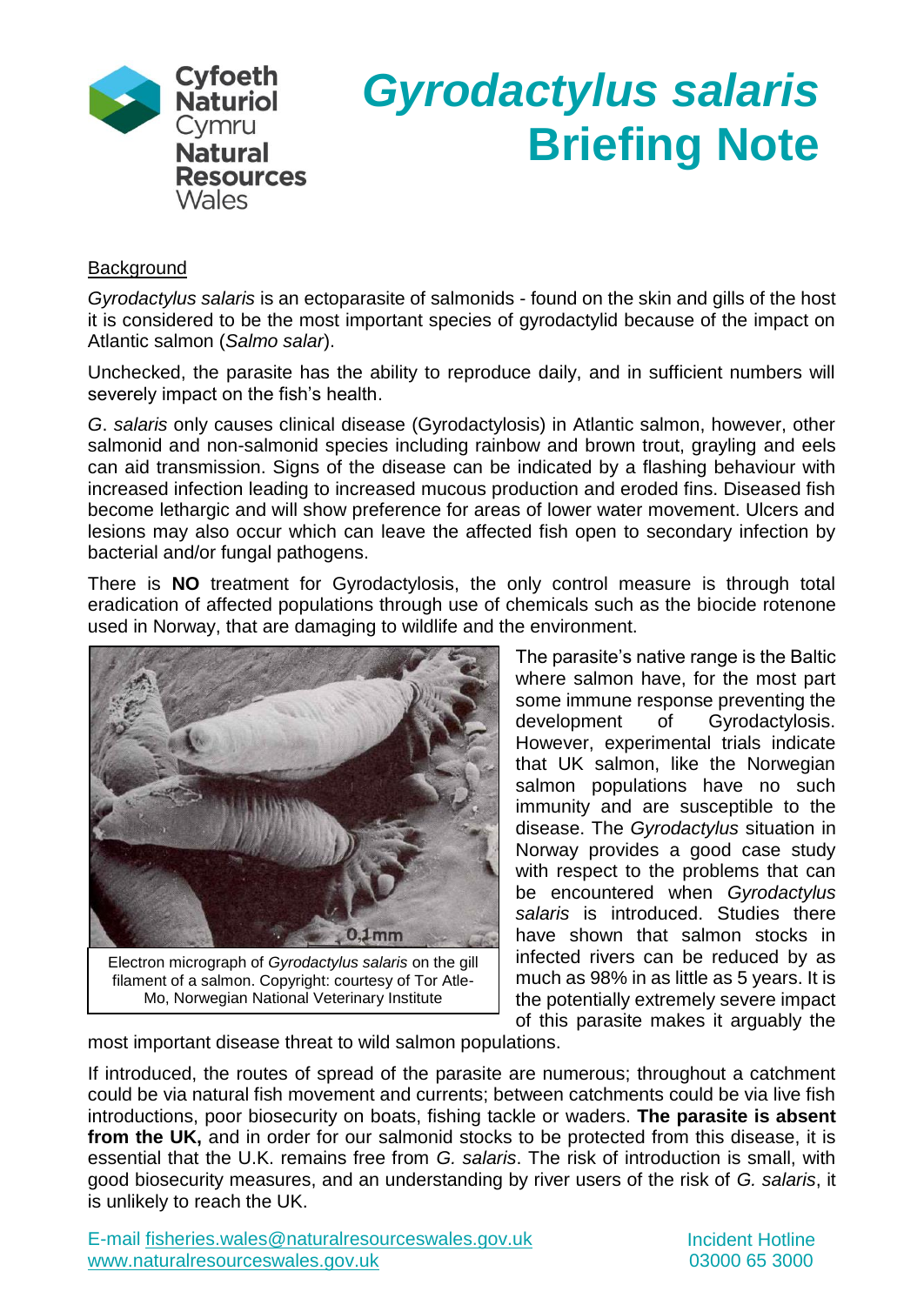Cyfoeth Naturiol Cymru
Natural Resources Wales

# *Gyrodactylus salaris* Briefing Note

## Background

*Gyrodactylus salaris* is an ectoparasite of salmonids - found on the skin and gills of the host it is considered to be the most important species of gyrodactylid because of the impact on Atlantic salmon (*Salmo salar*).

Unchecked, the parasite has the ability to reproduce daily, and in sufficient numbers will severely impact on the fish's health.

*G*. *salaris* only causes clinical disease (Gyrodactylosis) in Atlantic salmon, however, other salmonid and non-salmonid species including rainbow and brown trout, grayling and eels can aid transmission. Signs of the disease can be indicated by a flashing behaviour with increased infection leading to increased mucous production and eroded fins. Diseased fish become lethargic and will show preference for areas of lower water movement. Ulcers and lesions may also occur which can leave the affected fish open to secondary infection by bacterial and/or fungal pathogens.

There is **NO** treatment for Gyrodactylosis, the only control measure is through total eradication of affected populations through use of chemicals such as the biocide rotenone used in Norway, that are damaging to wildlife and the environment.

Electron micrograph of *Gyrodactylus salaris* on the gill filament of a salmon. Copyright: courtesy of Tor Atle-Mo, Norwegian National Veterinary Institute

The parasite's native range is the Baltic where salmon have, for the most part some immune response preventing the development of Gyrodactylosis. However, experimental trials indicate that UK salmon, like the Norwegian salmon populations have no such immunity and are susceptible to the disease. The *Gyrodactylus* situation in Norway provides a good case study with respect to the problems that can be encountered when *Gyrodactylus salaris* is introduced. Studies there have shown that salmon stocks in infected rivers can be reduced by as much as 98% in as little as 5 years. It is the potentially extremely severe impact of this parasite makes it arguably the most important disease threat to wild salmon populations.

If introduced, the routes of spread of the parasite are numerous; throughout a catchment could be via natural fish movement and currents; between catchments could be via live fish introductions, poor biosecurity on boats, fishing tackle or waders. **The parasite is absent from the UK,** and in order for our salmonid stocks to be protected from this disease, it is essential that the U.K. remains free from *G. salaris*. The risk of introduction is small, with good biosecurity measures, and an understanding by river users of the risk of *G. salaris*, it is unlikely to reach the UK.

E-mail fisheries.wales@naturalresourceswales.gov.uk
www.naturalresourceswales.gov.uk

Incident Hotline
03000 65 3000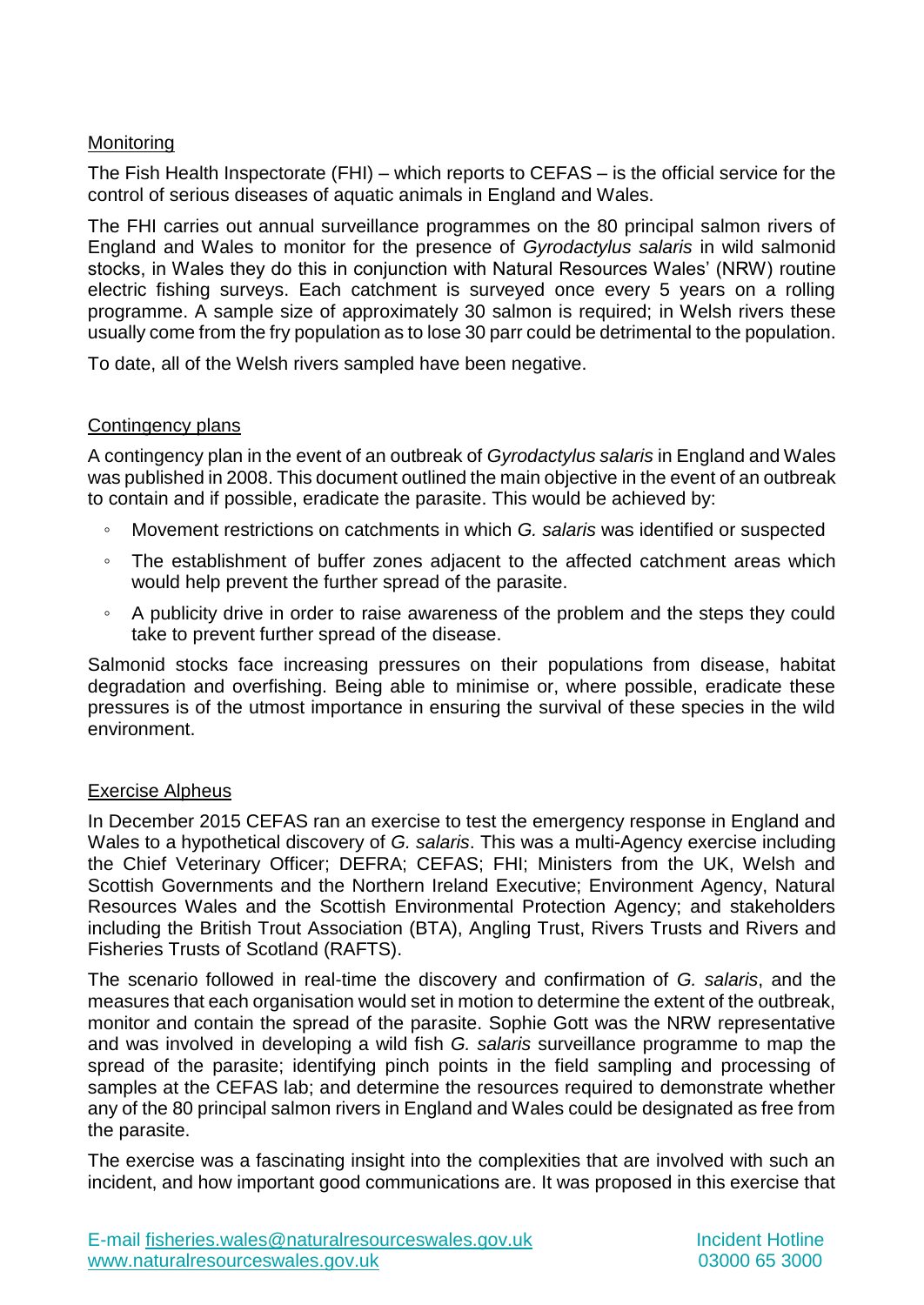## Monitoring

The Fish Health Inspectorate (FHI) – which reports to CEFAS – is the official service for the control of serious diseases of aquatic animals in England and Wales.

The FHI carries out annual surveillance programmes on the 80 principal salmon rivers of England and Wales to monitor for the presence of *Gyrodactylus salaris* in wild salmonid stocks, in Wales they do this in conjunction with Natural Resources Wales' (NRW) routine electric fishing surveys. Each catchment is surveyed once every 5 years on a rolling programme. A sample size of approximately 30 salmon is required; in Welsh rivers these usually come from the fry population as to lose 30 parr could be detrimental to the population.

To date, all of the Welsh rivers sampled have been negative.

## Contingency plans

A contingency plan in the event of an outbreak of *Gyrodactylus salaris* in England and Wales was published in 2008. This document outlined the main objective in the event of an outbreak to contain and if possible, eradicate the parasite. This would be achieved by:

- Movement restrictions on catchments in which *G. salaris* was identified or suspected
- The establishment of buffer zones adjacent to the affected catchment areas which would help prevent the further spread of the parasite.
- A publicity drive in order to raise awareness of the problem and the steps they could take to prevent further spread of the disease.

Salmonid stocks face increasing pressures on their populations from disease, habitat degradation and overfishing. Being able to minimise or, where possible, eradicate these pressures is of the utmost importance in ensuring the survival of these species in the wild environment.

## Exercise Alpheus

In December 2015 CEFAS ran an exercise to test the emergency response in England and Wales to a hypothetical discovery of *G. salaris*. This was a multi-Agency exercise including the Chief Veterinary Officer; DEFRA; CEFAS; FHI; Ministers from the UK, Welsh and Scottish Governments and the Northern Ireland Executive; Environment Agency, Natural Resources Wales and the Scottish Environmental Protection Agency; and stakeholders including the British Trout Association (BTA), Angling Trust, Rivers Trusts and Rivers and Fisheries Trusts of Scotland (RAFTS).

The scenario followed in real-time the discovery and confirmation of *G. salaris*, and the measures that each organisation would set in motion to determine the extent of the outbreak, monitor and contain the spread of the parasite. Sophie Gott was the NRW representative and was involved in developing a wild fish *G. salaris* surveillance programme to map the spread of the parasite; identifying pinch points in the field sampling and processing of samples at the CEFAS lab; and determine the resources required to demonstrate whether any of the 80 principal salmon rivers in England and Wales could be designated as free from the parasite.

The exercise was a fascinating insight into the complexities that are involved with such an incident, and how important good communications are. It was proposed in this exercise that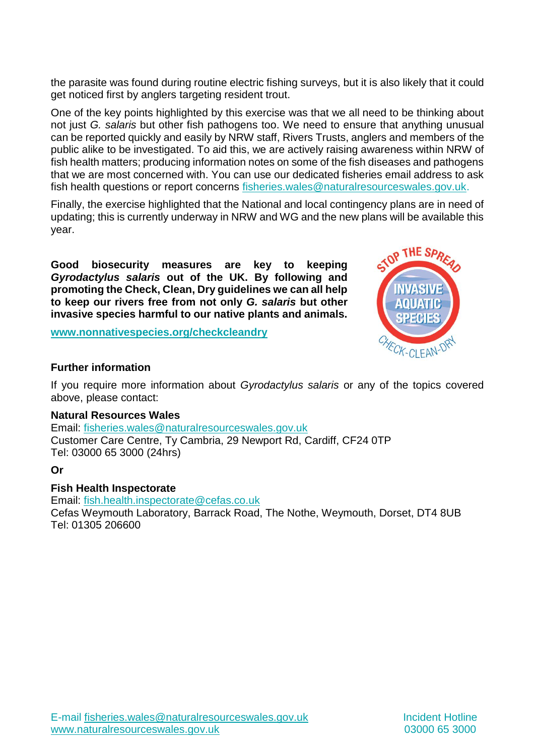the parasite was found during routine electric fishing surveys, but it is also likely that it could get noticed first by anglers targeting resident trout.

One of the key points highlighted by this exercise was that we all need to be thinking about not just *G. salaris* but other fish pathogens too. We need to ensure that anything unusual can be reported quickly and easily by NRW staff, Rivers Trusts, anglers and members of the public alike to be investigated. To aid this, we are actively raising awareness within NRW of fish health matters; producing information notes on some of the fish diseases and pathogens that we are most concerned with. You can use our dedicated fisheries email address to ask fish health questions or report concerns fisheries.wales@naturalresourceswales.gov.uk.

Finally, the exercise highlighted that the National and local contingency plans are in need of updating; this is currently underway in NRW and WG and the new plans will be available this year.

**Good biosecurity measures are key to keeping *Gyrodactylus salaris* out of the UK. By following and promoting the Check, Clean, Dry guidelines we can all help to keep our rivers free from not only *G. salaris* but other invasive species harmful to our native plants and animals.**

**www.nonnativespecies.org/checkcleandry**

STOP THE SPREAD
INVASIVE AQUATIC SPECIES
CHECK-CLEAN-DRY

**Further information**

If you require more information about *Gyrodactylus salaris* or any of the topics covered above, please contact:

**Natural Resources Wales**
Email: fisheries.wales@naturalresourceswales.gov.uk
Customer Care Centre, Ty Cambria, 29 Newport Rd, Cardiff, CF24 0TP
Tel: 03000 65 3000 (24hrs)

**Or**

**Fish Health Inspectorate**
Email: fish.health.inspectorate@cefas.co.uk
Cefas Weymouth Laboratory, Barrack Road, The Nothe, Weymouth, Dorset, DT4 8UB
Tel: 01305 206600

E-mail fisheries.wales@naturalresourceswales.gov.uk
www.naturalresourceswales.gov.uk

Incident Hotline
03000 65 3000